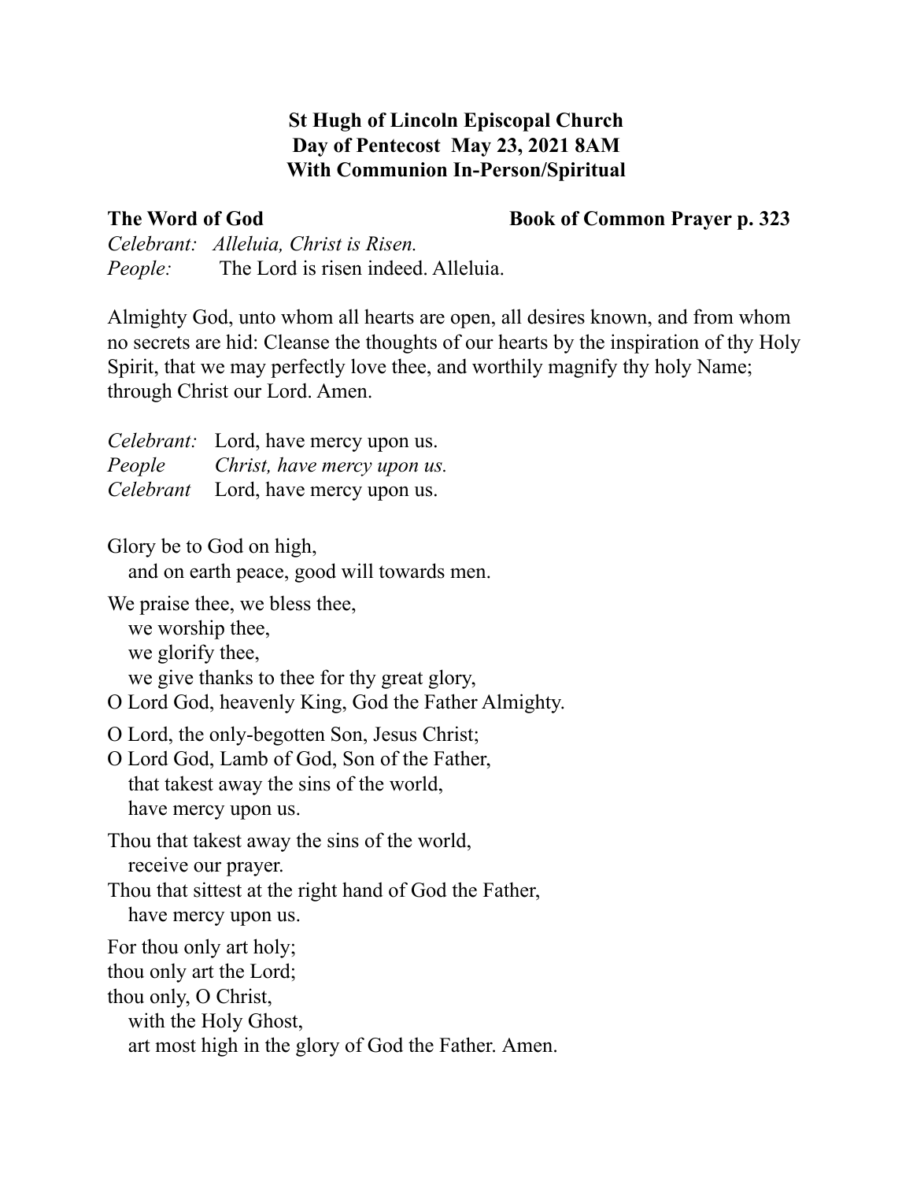# St Hugh of Lincoln Episcopal Church
# Day of Pentecost May 23, 2021 8AM
# With Communion In-Person/Spiritual

**The Word of God** **Book of Common Prayer p. 323**

*Celebrant:* *Alleluia, Christ is Risen.*
*People:* The Lord is risen indeed. Alleluia.

Almighty God, unto whom all hearts are open, all desires known, and from whom no secrets are hid: Cleanse the thoughts of our hearts by the inspiration of thy Holy Spirit, that we may perfectly love thee, and worthily magnify thy holy Name; through Christ our Lord. Amen.

*Celebrant:* Lord, have mercy upon us.
*People* *Christ, have mercy upon us.*
*Celebrant* Lord, have mercy upon us.

Glory be to God on high,
 and on earth peace, good will towards men.

We praise thee, we bless thee,
 we worship thee,
 we glorify thee,
 we give thanks to thee for thy great glory,
O Lord God, heavenly King, God the Father Almighty.

O Lord, the only-begotten Son, Jesus Christ;
O Lord God, Lamb of God, Son of the Father,
 that takest away the sins of the world,
 have mercy upon us.

Thou that takest away the sins of the world,
 receive our prayer.
Thou that sittest at the right hand of God the Father,
 have mercy upon us.

For thou only art holy;
thou only art the Lord;
thou only, O Christ,
 with the Holy Ghost,
 art most high in the glory of God the Father. Amen.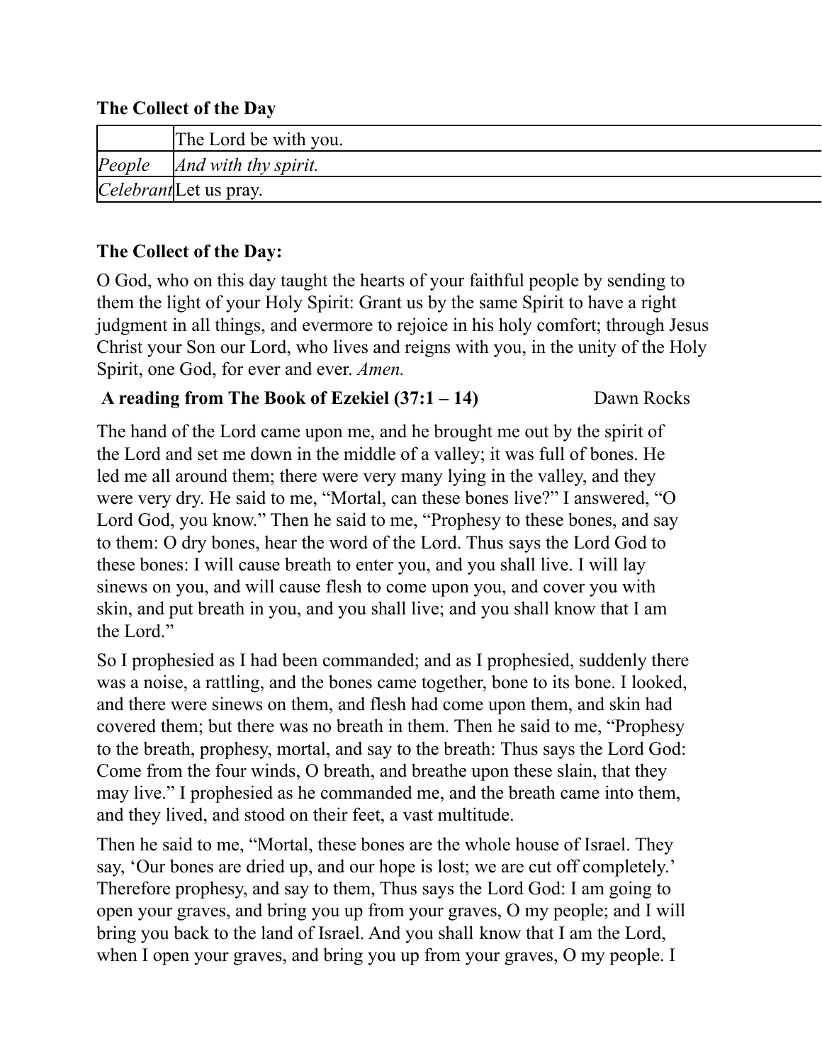**The Collect of the Day**

| | |
|---|---|
| | The Lord be with you. |
| *People* | *And with thy spirit.* |
| *Celebrant* | Let us pray. |

**The Collect of the Day:**

O God, who on this day taught the hearts of your faithful people by sending to them the light of your Holy Spirit: Grant us by the same Spirit to have a right judgment in all things, and evermore to rejoice in his holy comfort; through Jesus Christ your Son our Lord, who lives and reigns with you, in the unity of the Holy Spirit, one God, for ever and ever. *Amen.*

**A reading from The Book of Ezekiel (37:1 – 14)** Dawn Rocks

The hand of the Lord came upon me, and he brought me out by the spirit of the Lord and set me down in the middle of a valley; it was full of bones. He led me all around them; there were very many lying in the valley, and they were very dry. He said to me, "Mortal, can these bones live?" I answered, "O Lord God, you know." Then he said to me, "Prophesy to these bones, and say to them: O dry bones, hear the word of the Lord. Thus says the Lord God to these bones: I will cause breath to enter you, and you shall live. I will lay sinews on you, and will cause flesh to come upon you, and cover you with skin, and put breath in you, and you shall live; and you shall know that I am the Lord."

So I prophesied as I had been commanded; and as I prophesied, suddenly there was a noise, a rattling, and the bones came together, bone to its bone. I looked, and there were sinews on them, and flesh had come upon them, and skin had covered them; but there was no breath in them. Then he said to me, "Prophesy to the breath, prophesy, mortal, and say to the breath: Thus says the Lord God: Come from the four winds, O breath, and breathe upon these slain, that they may live." I prophesied as he commanded me, and the breath came into them, and they lived, and stood on their feet, a vast multitude.

Then he said to me, "Mortal, these bones are the whole house of Israel. They say, 'Our bones are dried up, and our hope is lost; we are cut off completely.' Therefore prophesy, and say to them, Thus says the Lord God: I am going to open your graves, and bring you up from your graves, O my people; and I will bring you back to the land of Israel. And you shall know that I am the Lord, when I open your graves, and bring you up from your graves, O my people. I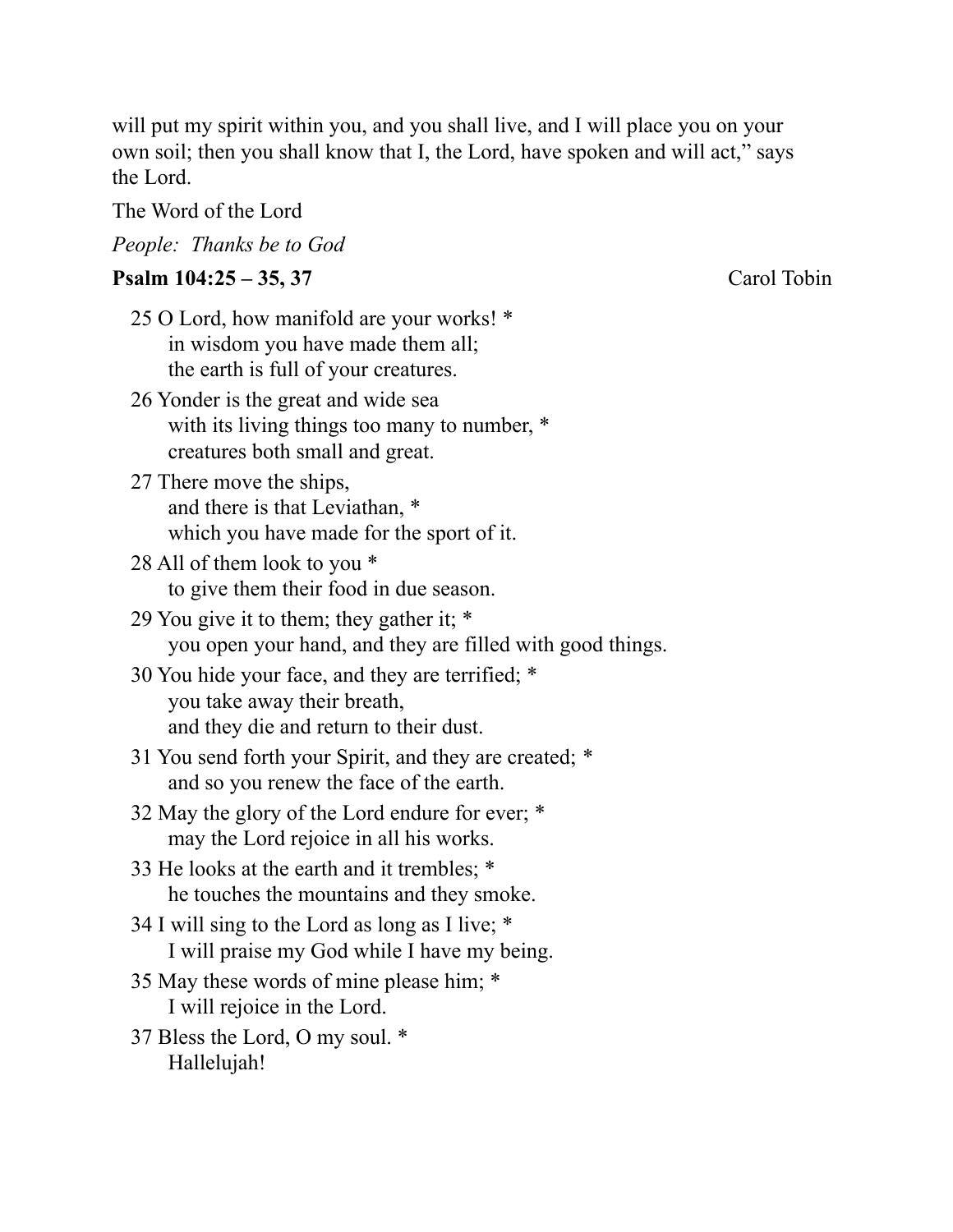will put my spirit within you, and you shall live, and I will place you on your own soil; then you shall know that I, the Lord, have spoken and will act," says the Lord.

The Word of the Lord

*People: Thanks be to God*

**Psalm 104:25 – 35, 37** Carol Tobin

25 O Lord, how manifold are your works! *
   in wisdom you have made them all;
   the earth is full of your creatures.

26 Yonder is the great and wide sea
   with its living things too many to number, *
   creatures both small and great.

27 There move the ships,
   and there is that Leviathan, *
   which you have made for the sport of it.

28 All of them look to you *
   to give them their food in due season.

29 You give it to them; they gather it; *
   you open your hand, and they are filled with good things.

30 You hide your face, and they are terrified; *
   you take away their breath,
   and they die and return to their dust.

31 You send forth your Spirit, and they are created; *
   and so you renew the face of the earth.

32 May the glory of the Lord endure for ever; *
   may the Lord rejoice in all his works.

33 He looks at the earth and it trembles; *
   he touches the mountains and they smoke.

34 I will sing to the Lord as long as I live; *
   I will praise my God while I have my being.

35 May these words of mine please him; *
   I will rejoice in the Lord.

37 Bless the Lord, O my soul. *
   Hallelujah!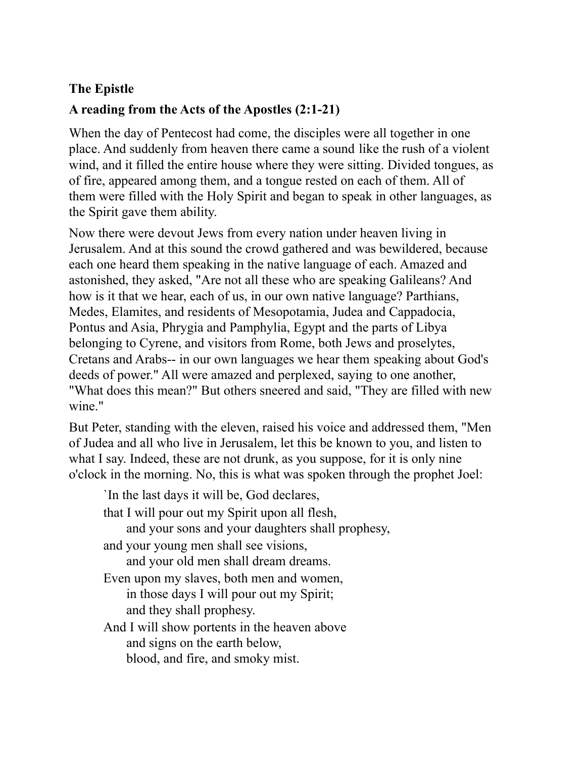**The Epistle**

**A reading from the Acts of the Apostles (2:1-21)**

When the day of Pentecost had come, the disciples were all together in one place. And suddenly from heaven there came a sound like the rush of a violent wind, and it filled the entire house where they were sitting. Divided tongues, as of fire, appeared among them, and a tongue rested on each of them. All of them were filled with the Holy Spirit and began to speak in other languages, as the Spirit gave them ability.

Now there were devout Jews from every nation under heaven living in Jerusalem. And at this sound the crowd gathered and was bewildered, because each one heard them speaking in the native language of each. Amazed and astonished, they asked, "Are not all these who are speaking Galileans? And how is it that we hear, each of us, in our own native language? Parthians, Medes, Elamites, and residents of Mesopotamia, Judea and Cappadocia, Pontus and Asia, Phrygia and Pamphylia, Egypt and the parts of Libya belonging to Cyrene, and visitors from Rome, both Jews and proselytes, Cretans and Arabs-- in our own languages we hear them speaking about God's deeds of power." All were amazed and perplexed, saying to one another, "What does this mean?" But others sneered and said, "They are filled with new wine."

But Peter, standing with the eleven, raised his voice and addressed them, "Men of Judea and all who live in Jerusalem, let this be known to you, and listen to what I say. Indeed, these are not drunk, as you suppose, for it is only nine o'clock in the morning. No, this is what was spoken through the prophet Joel:

> `In the last days it will be, God declares,
> that I will pour out my Spirit upon all flesh,
>   and your sons and your daughters shall prophesy,
> and your young men shall see visions,
>   and your old men shall dream dreams.
> Even upon my slaves, both men and women,
>   in those days I will pour out my Spirit;
>   and they shall prophesy.
> And I will show portents in the heaven above
>   and signs on the earth below,
>   blood, and fire, and smoky mist.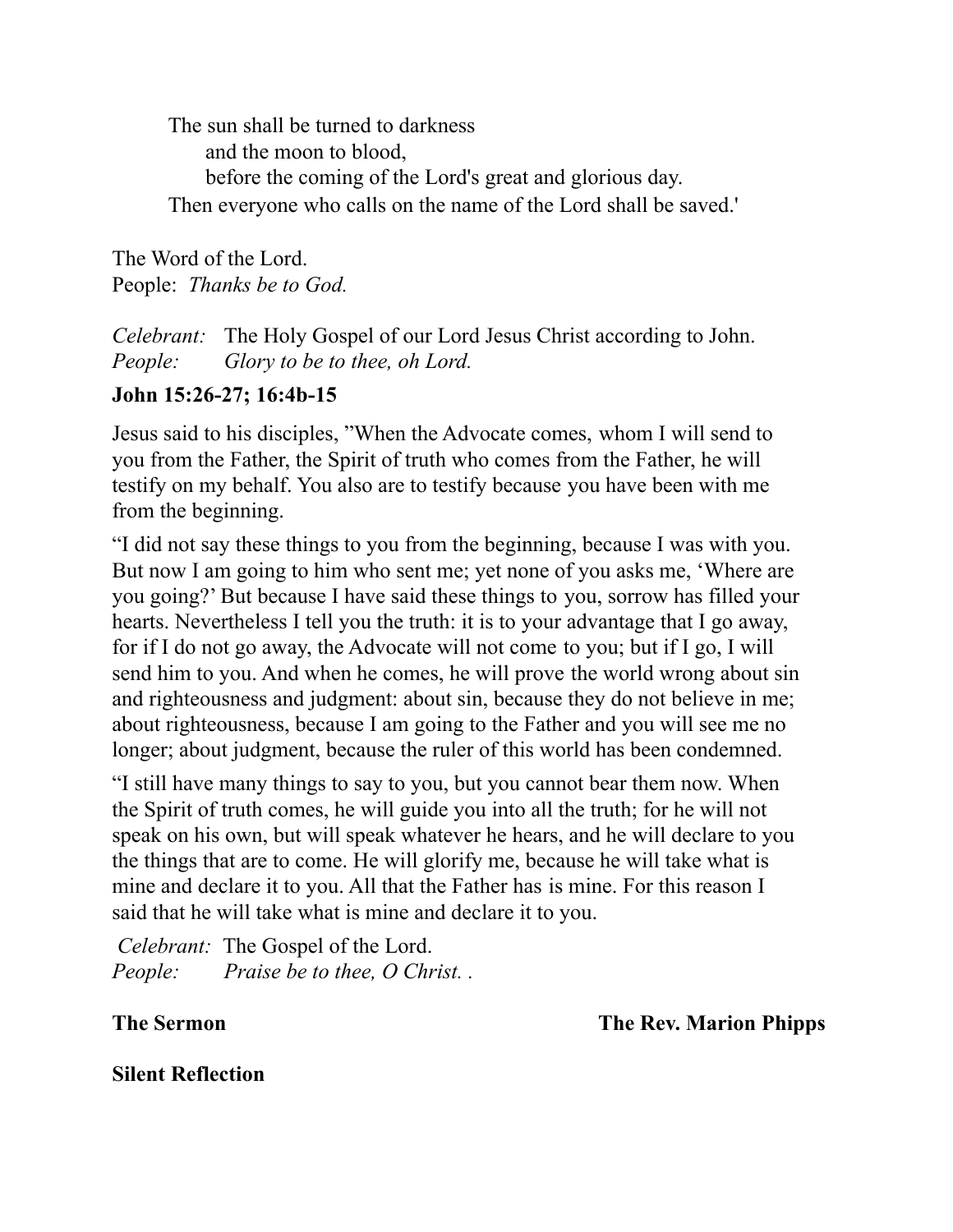> The sun shall be turned to darkness
> > and the moon to blood,
> > before the coming of the Lord's great and glorious day.
>
> Then everyone who calls on the name of the Lord shall be saved.'

The Word of the Lord.
People: *Thanks be to God.*

*Celebrant:* The Holy Gospel of our Lord Jesus Christ according to John.
*People:* *Glory to be to thee, oh Lord.*

**John 15:26-27; 16:4b-15**

Jesus said to his disciples, "When the Advocate comes, whom I will send to you from the Father, the Spirit of truth who comes from the Father, he will testify on my behalf. You also are to testify because you have been with me from the beginning.

"I did not say these things to you from the beginning, because I was with you. But now I am going to him who sent me; yet none of you asks me, 'Where are you going?' But because I have said these things to you, sorrow has filled your hearts. Nevertheless I tell you the truth: it is to your advantage that I go away, for if I do not go away, the Advocate will not come to you; but if I go, I will send him to you. And when he comes, he will prove the world wrong about sin and righteousness and judgment: about sin, because they do not believe in me; about righteousness, because I am going to the Father and you will see me no longer; about judgment, because the ruler of this world has been condemned.

"I still have many things to say to you, but you cannot bear them now. When the Spirit of truth comes, he will guide you into all the truth; for he will not speak on his own, but will speak whatever he hears, and he will declare to you the things that are to come. He will glorify me, because he will take what is mine and declare it to you. All that the Father has is mine. For this reason I said that he will take what is mine and declare it to you.

*Celebrant:* The Gospel of the Lord.
*People:* *Praise be to thee, O Christ. .*

**The Sermon** **The Rev. Marion Phipps**

**Silent Reflection**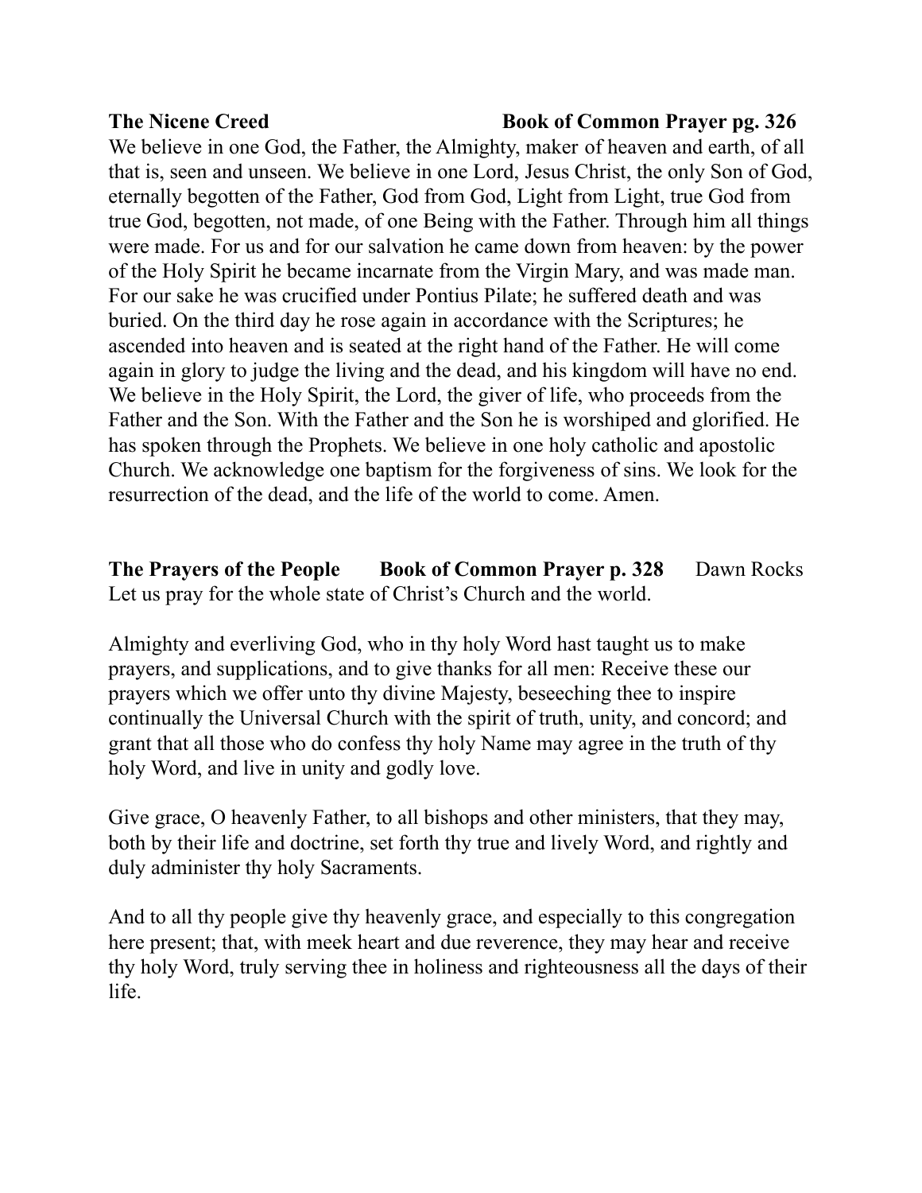**The Nicene Creed** **Book of Common Prayer pg. 326**

We believe in one God, the Father, the Almighty, maker of heaven and earth, of all that is, seen and unseen. We believe in one Lord, Jesus Christ, the only Son of God, eternally begotten of the Father, God from God, Light from Light, true God from true God, begotten, not made, of one Being with the Father. Through him all things were made. For us and for our salvation he came down from heaven: by the power of the Holy Spirit he became incarnate from the Virgin Mary, and was made man. For our sake he was crucified under Pontius Pilate; he suffered death and was buried. On the third day he rose again in accordance with the Scriptures; he ascended into heaven and is seated at the right hand of the Father. He will come again in glory to judge the living and the dead, and his kingdom will have no end. We believe in the Holy Spirit, the Lord, the giver of life, who proceeds from the Father and the Son. With the Father and the Son he is worshiped and glorified. He has spoken through the Prophets. We believe in one holy catholic and apostolic Church. We acknowledge one baptism for the forgiveness of sins. We look for the resurrection of the dead, and the life of the world to come. Amen.

**The Prayers of the People** **Book of Common Prayer p. 328** Dawn Rocks

Let us pray for the whole state of Christ's Church and the world.

Almighty and everliving God, who in thy holy Word hast taught us to make prayers, and supplications, and to give thanks for all men: Receive these our prayers which we offer unto thy divine Majesty, beseeching thee to inspire continually the Universal Church with the spirit of truth, unity, and concord; and grant that all those who do confess thy holy Name may agree in the truth of thy holy Word, and live in unity and godly love.

Give grace, O heavenly Father, to all bishops and other ministers, that they may, both by their life and doctrine, set forth thy true and lively Word, and rightly and duly administer thy holy Sacraments.

And to all thy people give thy heavenly grace, and especially to this congregation here present; that, with meek heart and due reverence, they may hear and receive thy holy Word, truly serving thee in holiness and righteousness all the days of their life.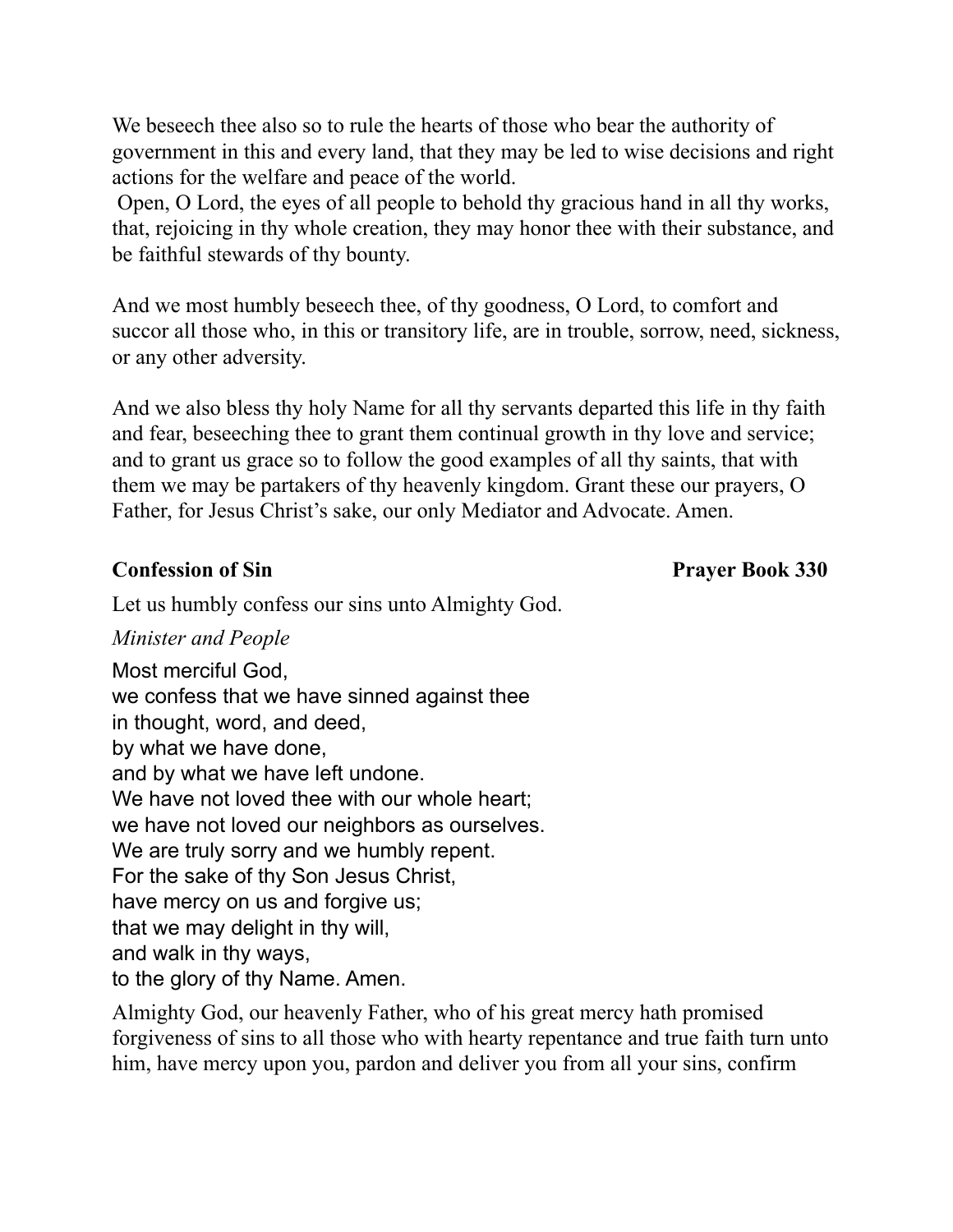We beseech thee also so to rule the hearts of those who bear the authority of government in this and every land, that they may be led to wise decisions and right actions for the welfare and peace of the world.
Open, O Lord, the eyes of all people to behold thy gracious hand in all thy works, that, rejoicing in thy whole creation, they may honor thee with their substance, and be faithful stewards of thy bounty.

And we most humbly beseech thee, of thy goodness, O Lord, to comfort and succor all those who, in this or transitory life, are in trouble, sorrow, need, sickness, or any other adversity.

And we also bless thy holy Name for all thy servants departed this life in thy faith and fear, beseeching thee to grant them continual growth in thy love and service; and to grant us grace so to follow the good examples of all thy saints, that with them we may be partakers of thy heavenly kingdom. Grant these our prayers, O Father, for Jesus Christ's sake, our only Mediator and Advocate. Amen.

**Confession of Sin** **Prayer Book 330**

Let us humbly confess our sins unto Almighty God.

*Minister and People*

Most merciful God,
we confess that we have sinned against thee
in thought, word, and deed,
by what we have done,
and by what we have left undone.
We have not loved thee with our whole heart;
we have not loved our neighbors as ourselves.
We are truly sorry and we humbly repent.
For the sake of thy Son Jesus Christ,
have mercy on us and forgive us;
that we may delight in thy will,
and walk in thy ways,
to the glory of thy Name. Amen.

Almighty God, our heavenly Father, who of his great mercy hath promised forgiveness of sins to all those who with hearty repentance and true faith turn unto him, have mercy upon you, pardon and deliver you from all your sins, confirm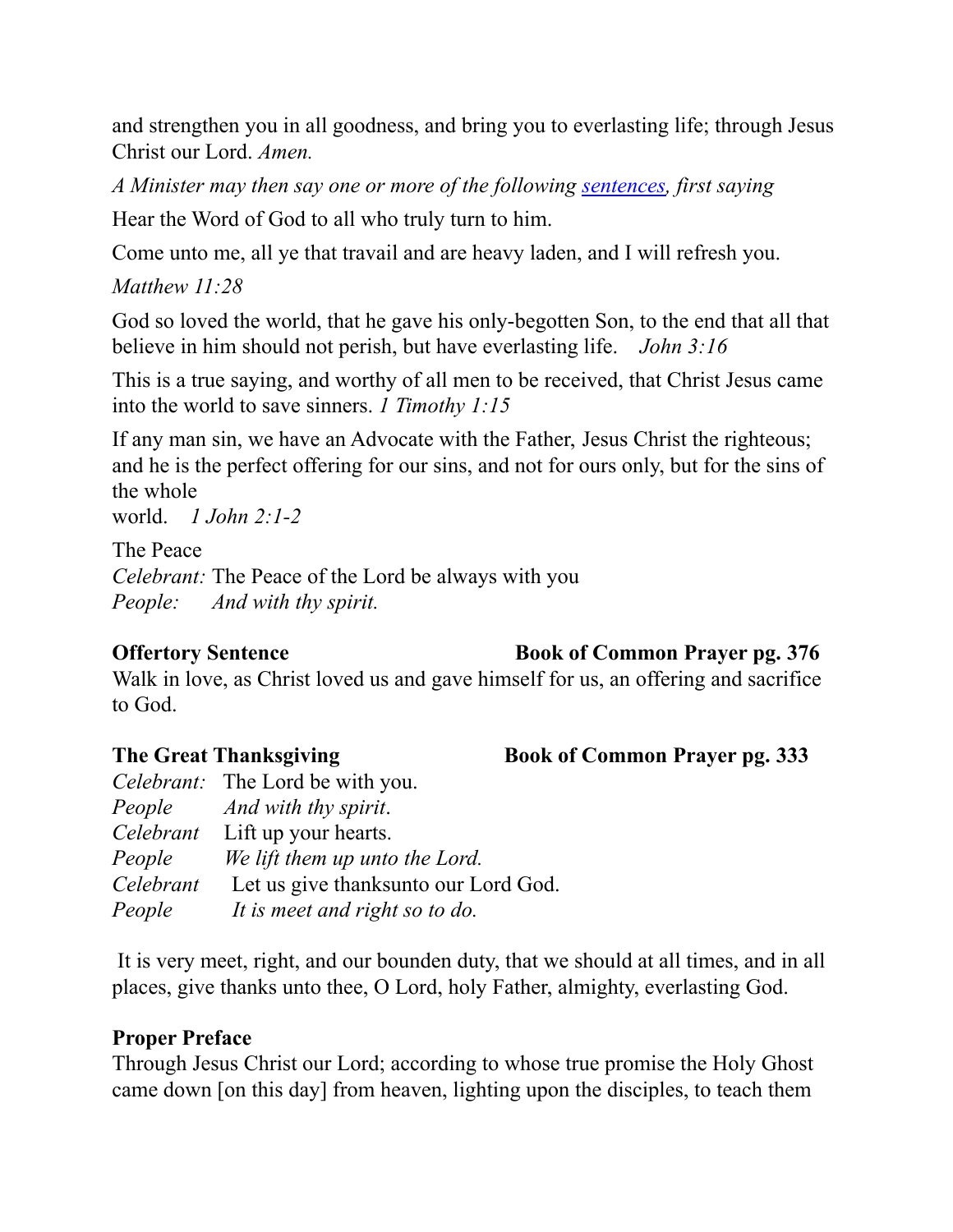and strengthen you in all goodness, and bring you to everlasting life; through Jesus Christ our Lord. *Amen.*

*A Minister may then say one or more of the following [sentences](), first saying*

Hear the Word of God to all who truly turn to him.

Come unto me, all ye that travail and are heavy laden, and I will refresh you.

*Matthew 11:28*

God so loved the world, that he gave his only-begotten Son, to the end that all that believe in him should not perish, but have everlasting life. *John 3:16*

This is a true saying, and worthy of all men to be received, that Christ Jesus came into the world to save sinners. *1 Timothy 1:15*

If any man sin, we have an Advocate with the Father, Jesus Christ the righteous; and he is the perfect offering for our sins, and not for ours only, but for the sins of the whole
world. *1 John 2:1-2*

The Peace
*Celebrant:* The Peace of the Lord be always with you
*People:* *And with thy spirit.*

**Offertory Sentence** **Book of Common Prayer pg. 376**
Walk in love, as Christ loved us and gave himself for us, an offering and sacrifice to God.

**The Great Thanksgiving** **Book of Common Prayer pg. 333**
*Celebrant:* The Lord be with you.
*People* *And with thy spirit*.
*Celebrant* Lift up your hearts.
*People* *We lift them up unto the Lord.*
*Celebrant* Let us give thanksunto our Lord God.
*People* *It is meet and right so to do.*

It is very meet, right, and our bounden duty, that we should at all times, and in all places, give thanks unto thee, O Lord, holy Father, almighty, everlasting God.

**Proper Preface**
Through Jesus Christ our Lord; according to whose true promise the Holy Ghost came down [on this day] from heaven, lighting upon the disciples, to teach them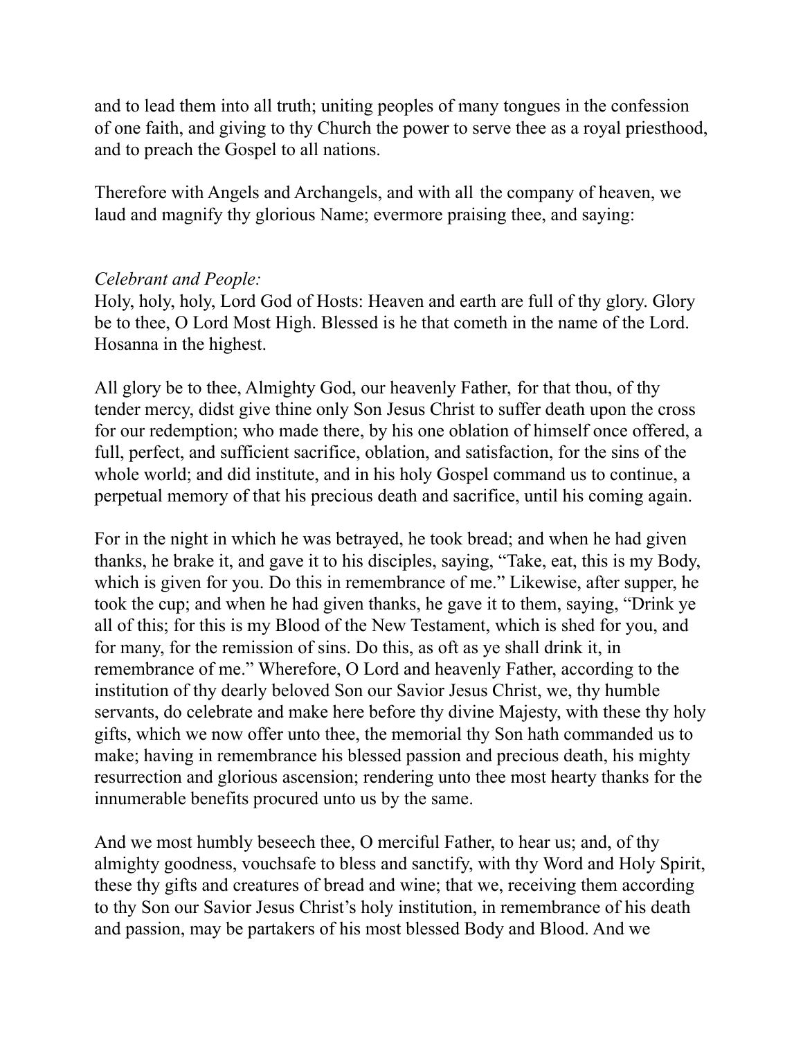and to lead them into all truth; uniting peoples of many tongues in the confession of one faith, and giving to thy Church the power to serve thee as a royal priesthood, and to preach the Gospel to all nations.

Therefore with Angels and Archangels, and with all the company of heaven, we laud and magnify thy glorious Name; evermore praising thee, and saying:

*Celebrant and People:*
Holy, holy, holy, Lord God of Hosts: Heaven and earth are full of thy glory. Glory be to thee, O Lord Most High. Blessed is he that cometh in the name of the Lord. Hosanna in the highest.

All glory be to thee, Almighty God, our heavenly Father, for that thou, of thy tender mercy, didst give thine only Son Jesus Christ to suffer death upon the cross for our redemption; who made there, by his one oblation of himself once offered, a full, perfect, and sufficient sacrifice, oblation, and satisfaction, for the sins of the whole world; and did institute, and in his holy Gospel command us to continue, a perpetual memory of that his precious death and sacrifice, until his coming again.

For in the night in which he was betrayed, he took bread; and when he had given thanks, he brake it, and gave it to his disciples, saying, "Take, eat, this is my Body, which is given for you. Do this in remembrance of me." Likewise, after supper, he took the cup; and when he had given thanks, he gave it to them, saying, "Drink ye all of this; for this is my Blood of the New Testament, which is shed for you, and for many, for the remission of sins. Do this, as oft as ye shall drink it, in remembrance of me." Wherefore, O Lord and heavenly Father, according to the institution of thy dearly beloved Son our Savior Jesus Christ, we, thy humble servants, do celebrate and make here before thy divine Majesty, with these thy holy gifts, which we now offer unto thee, the memorial thy Son hath commanded us to make; having in remembrance his blessed passion and precious death, his mighty resurrection and glorious ascension; rendering unto thee most hearty thanks for the innumerable benefits procured unto us by the same.

And we most humbly beseech thee, O merciful Father, to hear us; and, of thy almighty goodness, vouchsafe to bless and sanctify, with thy Word and Holy Spirit, these thy gifts and creatures of bread and wine; that we, receiving them according to thy Son our Savior Jesus Christ's holy institution, in remembrance of his death and passion, may be partakers of his most blessed Body and Blood. And we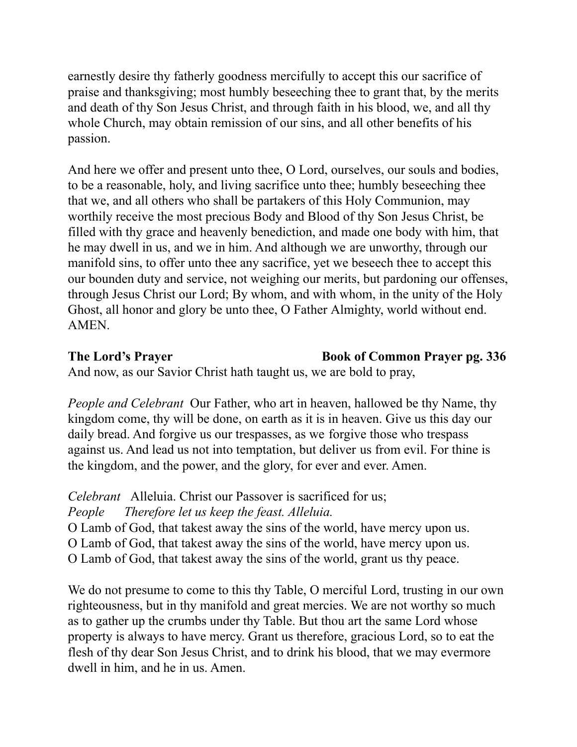earnestly desire thy fatherly goodness mercifully to accept this our sacrifice of praise and thanksgiving; most humbly beseeching thee to grant that, by the merits and death of thy Son Jesus Christ, and through faith in his blood, we, and all thy whole Church, may obtain remission of our sins, and all other benefits of his passion.

And here we offer and present unto thee, O Lord, ourselves, our souls and bodies, to be a reasonable, holy, and living sacrifice unto thee; humbly beseeching thee that we, and all others who shall be partakers of this Holy Communion, may worthily receive the most precious Body and Blood of thy Son Jesus Christ, be filled with thy grace and heavenly benediction, and made one body with him, that he may dwell in us, and we in him. And although we are unworthy, through our manifold sins, to offer unto thee any sacrifice, yet we beseech thee to accept this our bounden duty and service, not weighing our merits, but pardoning our offenses, through Jesus Christ our Lord; By whom, and with whom, in the unity of the Holy Ghost, all honor and glory be unto thee, O Father Almighty, world without end. AMEN.

**The Lord's Prayer** **Book of Common Prayer pg. 336**

And now, as our Savior Christ hath taught us, we are bold to pray,

*People and Celebrant* Our Father, who art in heaven, hallowed be thy Name, thy kingdom come, thy will be done, on earth as it is in heaven. Give us this day our daily bread. And forgive us our trespasses, as we forgive those who trespass against us. And lead us not into temptation, but deliver us from evil. For thine is the kingdom, and the power, and the glory, for ever and ever. Amen.

*Celebrant* Alleluia. Christ our Passover is sacrificed for us;
*People* *Therefore let us keep the feast. Alleluia.*
O Lamb of God, that takest away the sins of the world, have mercy upon us.
O Lamb of God, that takest away the sins of the world, have mercy upon us.
O Lamb of God, that takest away the sins of the world, grant us thy peace.

We do not presume to come to this thy Table, O merciful Lord, trusting in our own righteousness, but in thy manifold and great mercies. We are not worthy so much as to gather up the crumbs under thy Table. But thou art the same Lord whose property is always to have mercy. Grant us therefore, gracious Lord, so to eat the flesh of thy dear Son Jesus Christ, and to drink his blood, that we may evermore dwell in him, and he in us. Amen.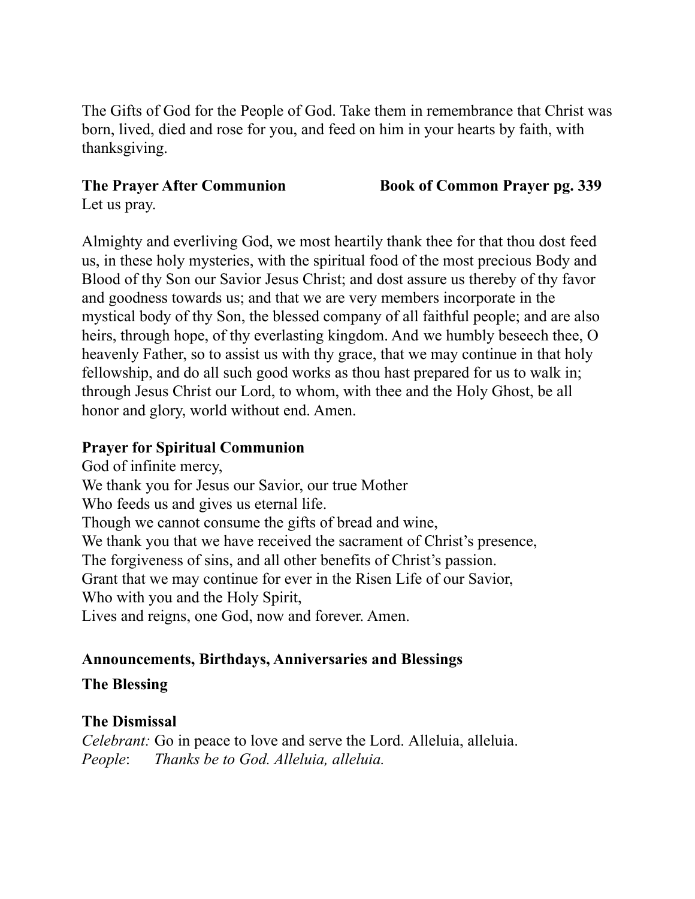The Gifts of God for the People of God. Take them in remembrance that Christ was born, lived, died and rose for you, and feed on him in your hearts by faith, with thanksgiving.

**The Prayer After Communion** **Book of Common Prayer pg. 339**

Let us pray.

Almighty and everliving God, we most heartily thank thee for that thou dost feed us, in these holy mysteries, with the spiritual food of the most precious Body and Blood of thy Son our Savior Jesus Christ; and dost assure us thereby of thy favor and goodness towards us; and that we are very members incorporate in the mystical body of thy Son, the blessed company of all faithful people; and are also heirs, through hope, of thy everlasting kingdom. And we humbly beseech thee, O heavenly Father, so to assist us with thy grace, that we may continue in that holy fellowship, and do all such good works as thou hast prepared for us to walk in; through Jesus Christ our Lord, to whom, with thee and the Holy Ghost, be all honor and glory, world without end. Amen.

**Prayer for Spiritual Communion**

God of infinite mercy,
We thank you for Jesus our Savior, our true Mother
Who feeds us and gives us eternal life.
Though we cannot consume the gifts of bread and wine,
We thank you that we have received the sacrament of Christ's presence,
The forgiveness of sins, and all other benefits of Christ's passion.
Grant that we may continue for ever in the Risen Life of our Savior,
Who with you and the Holy Spirit,
Lives and reigns, one God, now and forever. Amen.

**Announcements, Birthdays, Anniversaries and Blessings**

**The Blessing**

**The Dismissal**

*Celebrant:* Go in peace to love and serve the Lord. Alleluia, alleluia.
*People*: *Thanks be to God. Alleluia, alleluia.*